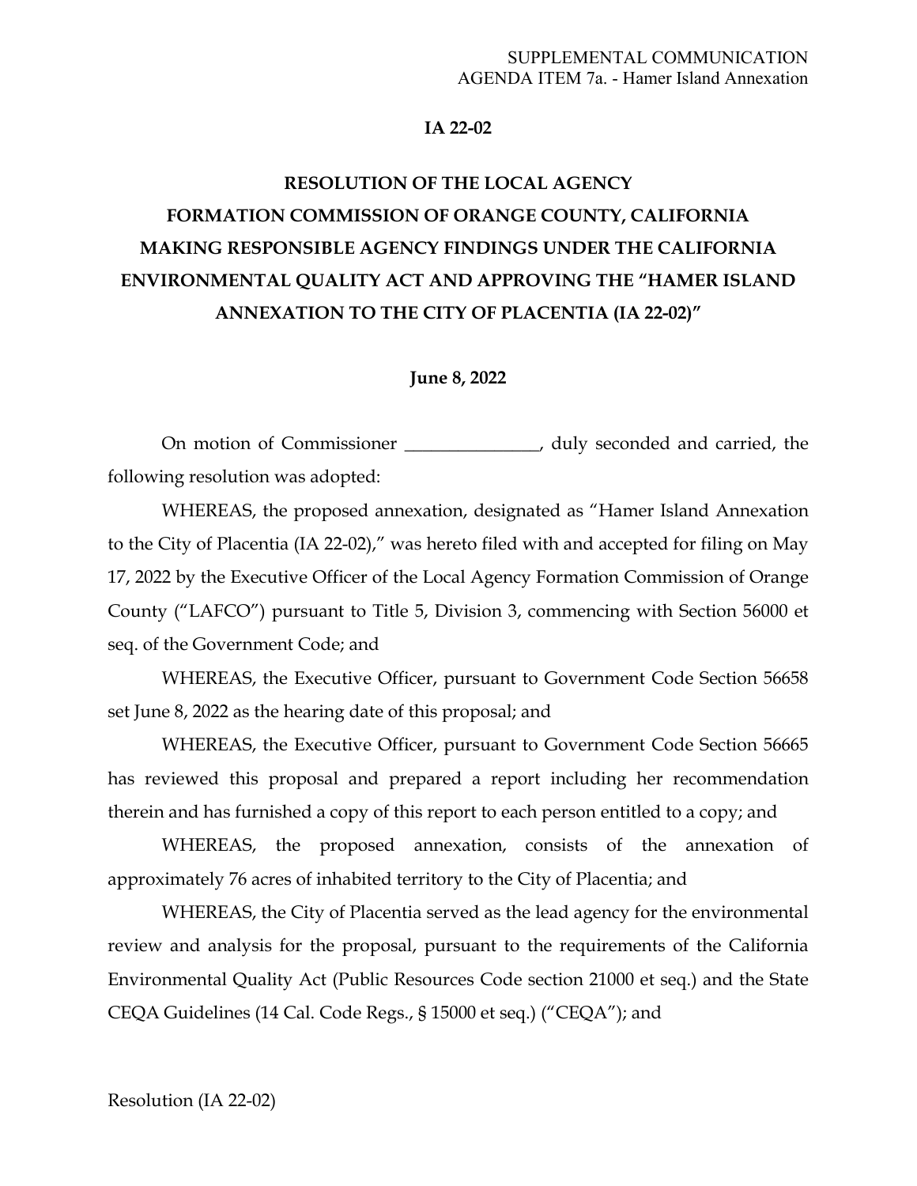SUPPLEMENTAL COMMUNICATION
AGENDA ITEM 7a. - Hamer Island Annexation

**IA 22-02**

# RESOLUTION OF THE LOCAL AGENCY FORMATION COMMISSION OF ORANGE COUNTY, CALIFORNIA MAKING RESPONSIBLE AGENCY FINDINGS UNDER THE CALIFORNIA ENVIRONMENTAL QUALITY ACT AND APPROVING THE "HAMER ISLAND ANNEXATION TO THE CITY OF PLACENTIA (IA 22-02)"

**June 8, 2022**

On motion of Commissioner _______________, duly seconded and carried, the following resolution was adopted:

WHEREAS, the proposed annexation, designated as "Hamer Island Annexation to the City of Placentia (IA 22-02)," was hereto filed with and accepted for filing on May 17, 2022 by the Executive Officer of the Local Agency Formation Commission of Orange County ("LAFCO") pursuant to Title 5, Division 3, commencing with Section 56000 et seq. of the Government Code; and

WHEREAS, the Executive Officer, pursuant to Government Code Section 56658 set June 8, 2022 as the hearing date of this proposal; and

WHEREAS, the Executive Officer, pursuant to Government Code Section 56665 has reviewed this proposal and prepared a report including her recommendation therein and has furnished a copy of this report to each person entitled to a copy; and

WHEREAS, the proposed annexation, consists of the annexation of approximately 76 acres of inhabited territory to the City of Placentia; and

WHEREAS, the City of Placentia served as the lead agency for the environmental review and analysis for the proposal, pursuant to the requirements of the California Environmental Quality Act (Public Resources Code section 21000 et seq.) and the State CEQA Guidelines (14 Cal. Code Regs., § 15000 et seq.) ("CEQA"); and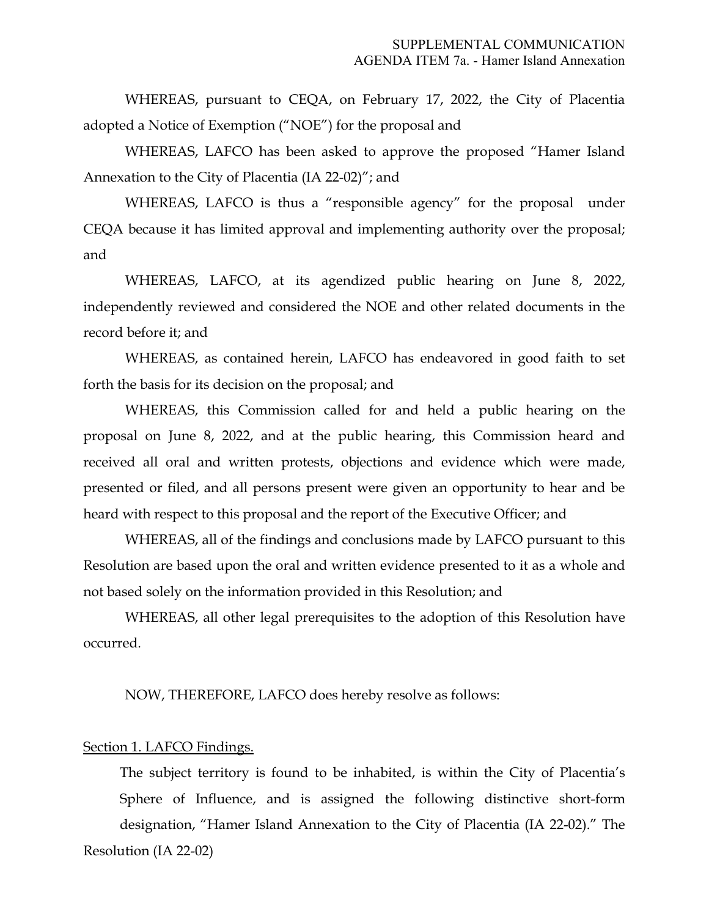WHEREAS, pursuant to CEQA, on February 17, 2022, the City of Placentia adopted a Notice of Exemption ("NOE") for the proposal and

WHEREAS, LAFCO has been asked to approve the proposed "Hamer Island Annexation to the City of Placentia (IA 22-02)"; and

WHEREAS, LAFCO is thus a "responsible agency" for the proposal under CEQA because it has limited approval and implementing authority over the proposal; and

WHEREAS, LAFCO, at its agendized public hearing on June 8, 2022, independently reviewed and considered the NOE and other related documents in the record before it; and

WHEREAS, as contained herein, LAFCO has endeavored in good faith to set forth the basis for its decision on the proposal; and

WHEREAS, this Commission called for and held a public hearing on the proposal on June 8, 2022, and at the public hearing, this Commission heard and received all oral and written protests, objections and evidence which were made, presented or filed, and all persons present were given an opportunity to hear and be heard with respect to this proposal and the report of the Executive Officer; and

WHEREAS, all of the findings and conclusions made by LAFCO pursuant to this Resolution are based upon the oral and written evidence presented to it as a whole and not based solely on the information provided in this Resolution; and

WHEREAS, all other legal prerequisites to the adoption of this Resolution have occurred.

NOW, THEREFORE, LAFCO does hereby resolve as follows:

Section 1. LAFCO Findings.

The subject territory is found to be inhabited, is within the City of Placentia's Sphere of Influence, and is assigned the following distinctive short-form designation, "Hamer Island Annexation to the City of Placentia (IA 22-02)." The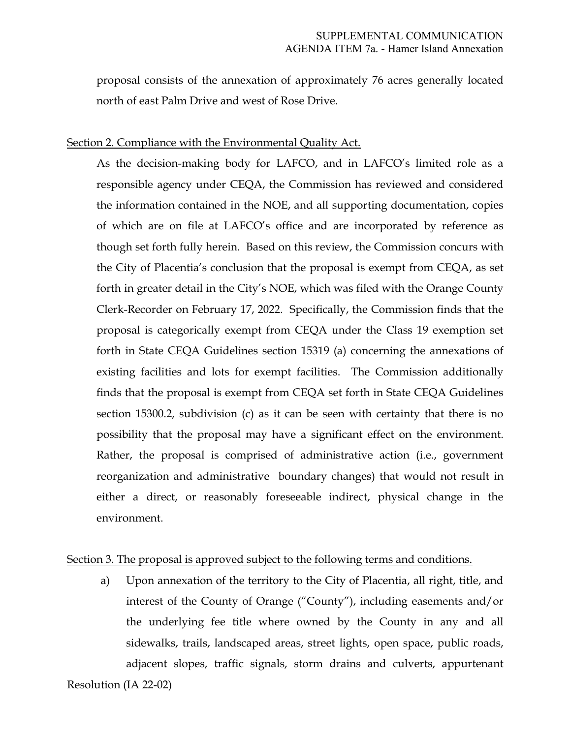proposal consists of the annexation of approximately 76 acres generally located north of east Palm Drive and west of Rose Drive.

Section 2. Compliance with the Environmental Quality Act.

As the decision-making body for LAFCO, and in LAFCO's limited role as a responsible agency under CEQA, the Commission has reviewed and considered the information contained in the NOE, and all supporting documentation, copies of which are on file at LAFCO's office and are incorporated by reference as though set forth fully herein. Based on this review, the Commission concurs with the City of Placentia's conclusion that the proposal is exempt from CEQA, as set forth in greater detail in the City's NOE, which was filed with the Orange County Clerk-Recorder on February 17, 2022. Specifically, the Commission finds that the proposal is categorically exempt from CEQA under the Class 19 exemption set forth in State CEQA Guidelines section 15319 (a) concerning the annexations of existing facilities and lots for exempt facilities. The Commission additionally finds that the proposal is exempt from CEQA set forth in State CEQA Guidelines section 15300.2, subdivision (c) as it can be seen with certainty that there is no possibility that the proposal may have a significant effect on the environment. Rather, the proposal is comprised of administrative action (i.e., government reorganization and administrative boundary changes) that would not result in either a direct, or reasonably foreseeable indirect, physical change in the environment.

Section 3. The proposal is approved subject to the following terms and conditions.

a) Upon annexation of the territory to the City of Placentia, all right, title, and interest of the County of Orange ("County"), including easements and/or the underlying fee title where owned by the County in any and all sidewalks, trails, landscaped areas, street lights, open space, public roads, adjacent slopes, traffic signals, storm drains and culverts, appurtenant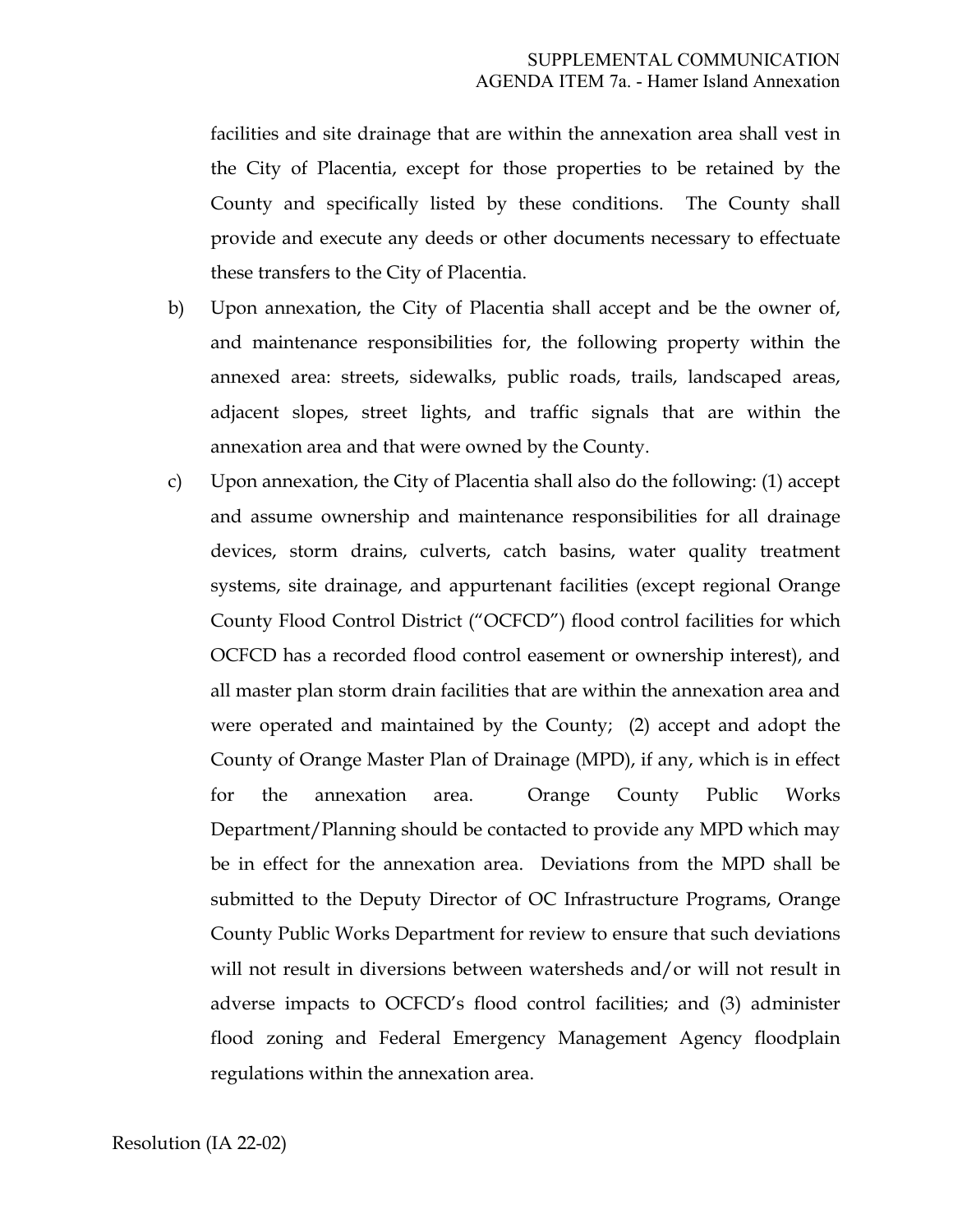facilities and site drainage that are within the annexation area shall vest in the City of Placentia, except for those properties to be retained by the County and specifically listed by these conditions. The County shall provide and execute any deeds or other documents necessary to effectuate these transfers to the City of Placentia.

b) Upon annexation, the City of Placentia shall accept and be the owner of, and maintenance responsibilities for, the following property within the annexed area: streets, sidewalks, public roads, trails, landscaped areas, adjacent slopes, street lights, and traffic signals that are within the annexation area and that were owned by the County.

c) Upon annexation, the City of Placentia shall also do the following: (1) accept and assume ownership and maintenance responsibilities for all drainage devices, storm drains, culverts, catch basins, water quality treatment systems, site drainage, and appurtenant facilities (except regional Orange County Flood Control District ("OCFCD") flood control facilities for which OCFCD has a recorded flood control easement or ownership interest), and all master plan storm drain facilities that are within the annexation area and were operated and maintained by the County; (2) accept and adopt the County of Orange Master Plan of Drainage (MPD), if any, which is in effect for the annexation area. Orange County Public Works Department/Planning should be contacted to provide any MPD which may be in effect for the annexation area. Deviations from the MPD shall be submitted to the Deputy Director of OC Infrastructure Programs, Orange County Public Works Department for review to ensure that such deviations will not result in diversions between watersheds and/or will not result in adverse impacts to OCFCD's flood control facilities; and (3) administer flood zoning and Federal Emergency Management Agency floodplain regulations within the annexation area.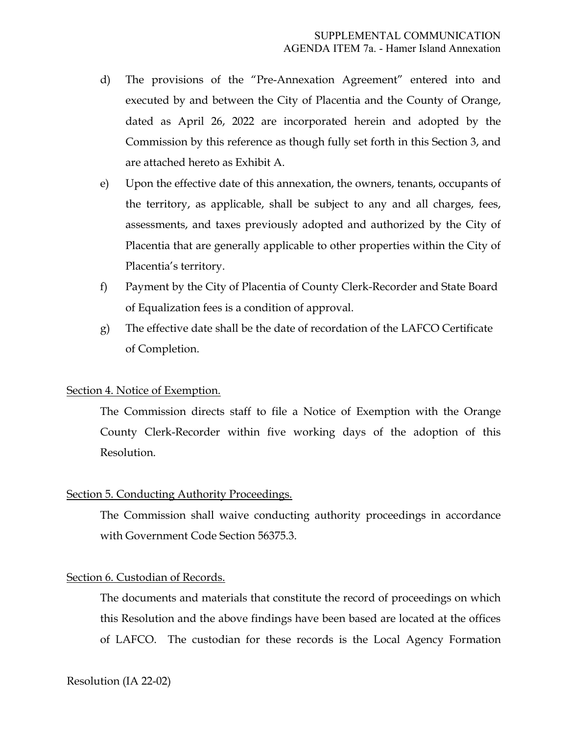d) The provisions of the "Pre-Annexation Agreement" entered into and executed by and between the City of Placentia and the County of Orange, dated as April 26, 2022 are incorporated herein and adopted by the Commission by this reference as though fully set forth in this Section 3, and are attached hereto as Exhibit A.

e) Upon the effective date of this annexation, the owners, tenants, occupants of the territory, as applicable, shall be subject to any and all charges, fees, assessments, and taxes previously adopted and authorized by the City of Placentia that are generally applicable to other properties within the City of Placentia's territory.

f) Payment by the City of Placentia of County Clerk-Recorder and State Board of Equalization fees is a condition of approval.

g) The effective date shall be the date of recordation of the LAFCO Certificate of Completion.

<u>Section 4. Notice of Exemption.</u>

The Commission directs staff to file a Notice of Exemption with the Orange County Clerk-Recorder within five working days of the adoption of this Resolution.

<u>Section 5. Conducting Authority Proceedings.</u>

The Commission shall waive conducting authority proceedings in accordance with Government Code Section 56375.3.

<u>Section 6. Custodian of Records.</u>

The documents and materials that constitute the record of proceedings on which this Resolution and the above findings have been based are located at the offices of LAFCO. The custodian for these records is the Local Agency Formation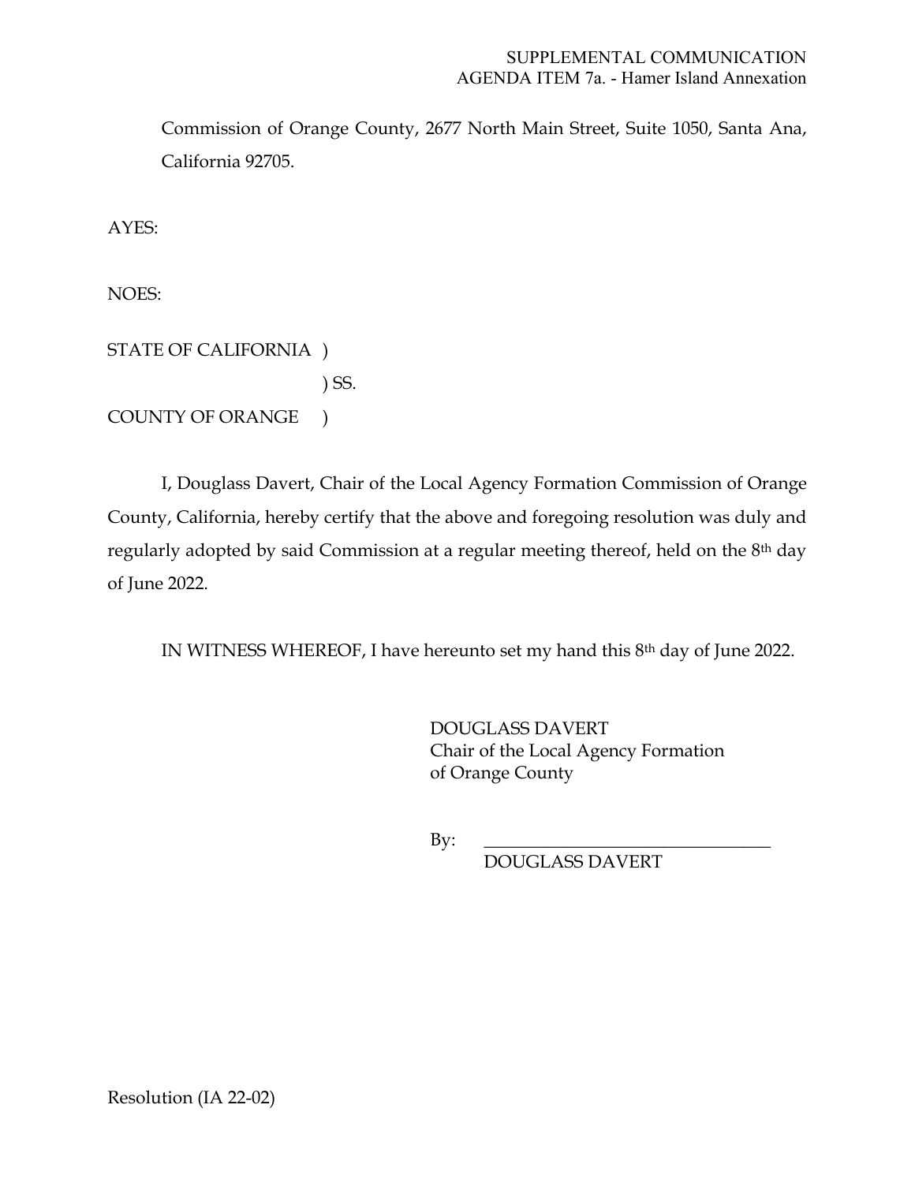Commission of Orange County, 2677 North Main Street, Suite 1050, Santa Ana, California 92705.

AYES:

NOES:

STATE OF CALIFORNIA )
) SS.
COUNTY OF ORANGE )

I, Douglass Davert, Chair of the Local Agency Formation Commission of Orange County, California, hereby certify that the above and foregoing resolution was duly and regularly adopted by said Commission at a regular meeting thereof, held on the 8th day of June 2022.

IN WITNESS WHEREOF, I have hereunto set my hand this 8th day of June 2022.

DOUGLASS DAVERT
Chair of the Local Agency Formation
of Orange County

By: ________________________________
DOUGLASS DAVERT